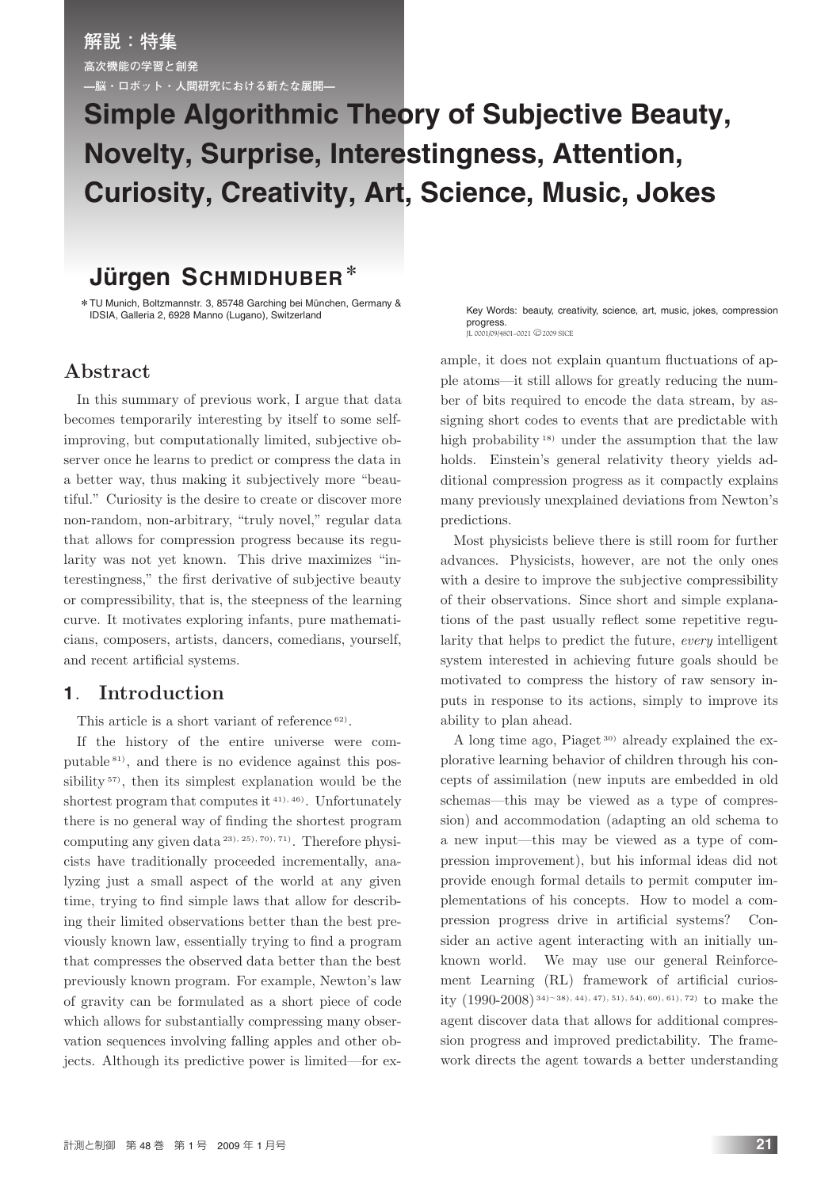解説：特集

高次機能の学習と創発
—脳・ロボット・人間研究における新たな展開—

# Simple Algorithmic Theory of Subjective Beauty, Novelty, Surprise, Interestingness, Attention, Curiosity, Creativity, Art, Science, Music, Jokes

**Jürgen SCHMIDHUBER***

* TU Munich, Boltzmannstr. 3, 85748 Garching bei München, Germany & IDSIA, Galleria 2, 6928 Manno (Lugano), Switzerland

Key Words: beauty, creativity, science, art, music, jokes, compression progress.

JL 0001/09/4801–0021 © 2009 SICE

## Abstract

In this summary of previous work, I argue that data becomes temporarily interesting by itself to some self-improving, but computationally limited, subjective observer once he learns to predict or compress the data in a better way, thus making it subjectively more "beautiful." Curiosity is the desire to create or discover more non-random, non-arbitrary, "truly novel," regular data that allows for compression progress because its regularity was not yet known. This drive maximizes "interestingness," the first derivative of subjective beauty or compressibility, that is, the steepness of the learning curve. It motivates exploring infants, pure mathematicians, composers, artists, dancers, comedians, yourself, and recent artificial systems.

## 1. Introduction

This article is a short variant of reference [62].

If the history of the entire universe were computable [81], and there is no evidence against this possibility [57], then its simplest explanation would be the shortest program that computes it [41), 46]. Unfortunately there is no general way of finding the shortest program computing any given data [23), 25), 70), 71]. Therefore physicists have traditionally proceeded incrementally, analyzing just a small aspect of the world at any given time, trying to find simple laws that allow for describing their limited observations better than the best previously known law, essentially trying to find a program that compresses the observed data better than the best previously known program. For example, Newton's law of gravity can be formulated as a short piece of code which allows for substantially compressing many observation sequences involving falling apples and other objects. Although its predictive power is limited—for example, it does not explain quantum fluctuations of apple atoms—it still allows for greatly reducing the number of bits required to encode the data stream, by assigning short codes to events that are predictable with high probability [18] under the assumption that the law holds. Einstein's general relativity theory yields additional compression progress as it compactly explains many previously unexplained deviations from Newton's predictions.

Most physicists believe there is still room for further advances. Physicists, however, are not the only ones with a desire to improve the subjective compressibility of their observations. Since short and simple explanations of the past usually reflect some repetitive regularity that helps to predict the future, *every* intelligent system interested in achieving future goals should be motivated to compress the history of raw sensory inputs in response to its actions, simply to improve its ability to plan ahead.

A long time ago, Piaget [30] already explained the explorative learning behavior of children through his concepts of assimilation (new inputs are embedded in old schemas—this may be viewed as a type of compression) and accommodation (adapting an old schema to a new input—this may be viewed as a type of compression improvement), but his informal ideas did not provide enough formal details to permit computer implementations of his concepts. How to model a compression progress drive in artificial systems? Consider an active agent interacting with an initially unknown world. We may use our general Reinforcement Learning (RL) framework of artificial curiosity (1990-2008) [34)~38), 44), 47), 51), 54), 60), 61), 72] to make the agent discover data that allows for additional compression progress and improved predictability. The framework directs the agent towards a better understanding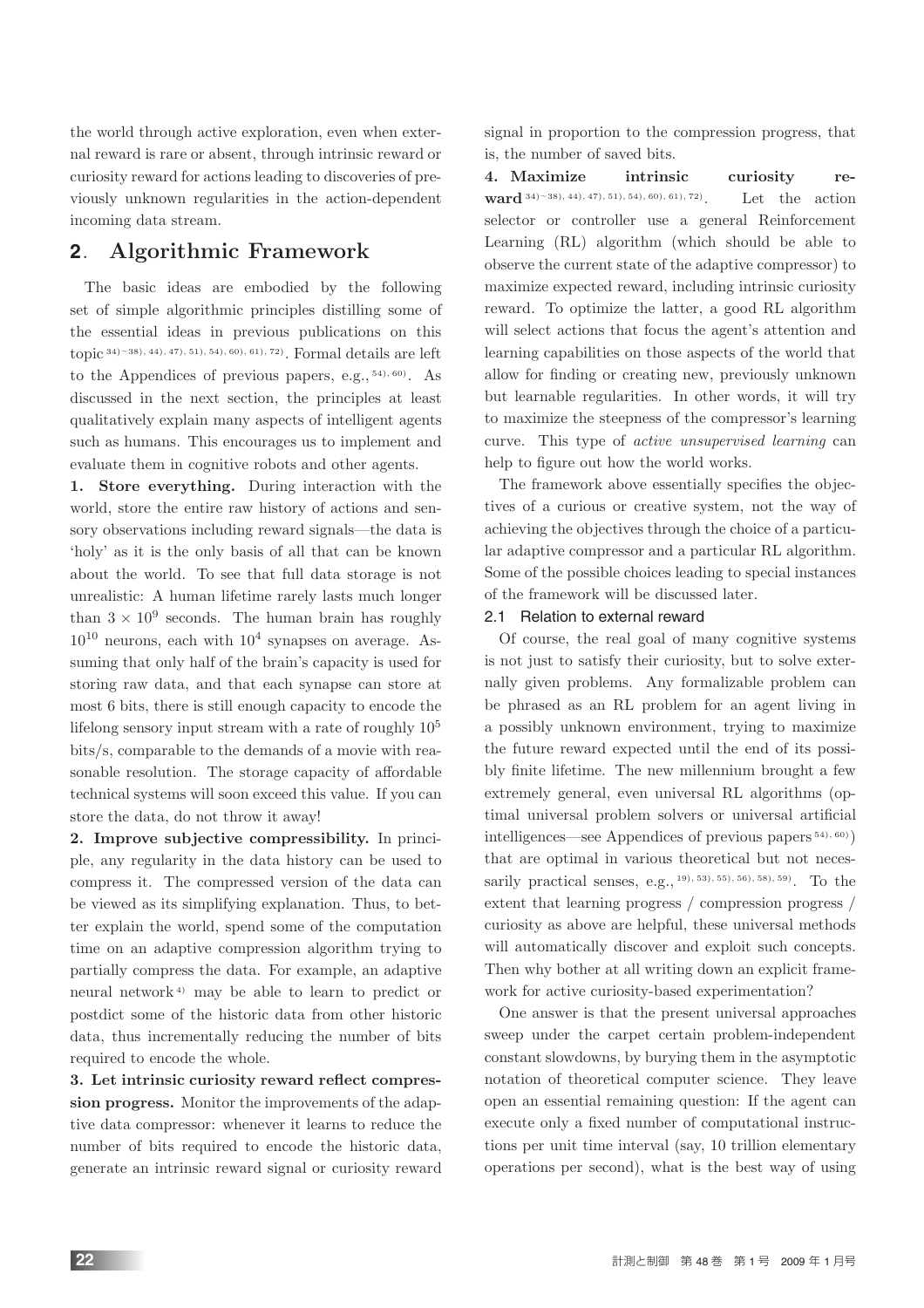the world through active exploration, even when external reward is rare or absent, through intrinsic reward or curiosity reward for actions leading to discoveries of previously unknown regularities in the action-dependent incoming data stream.

## 2. Algorithmic Framework

The basic ideas are embodied by the following set of simple algorithmic principles distilling some of the essential ideas in previous publications on this topic [34)~38), 44), 47), 51), 54), 60), 61), 72)]. Formal details are left to the Appendices of previous papers, e.g., [54), 60)]. As discussed in the next section, the principles at least qualitatively explain many aspects of intelligent agents such as humans. This encourages us to implement and evaluate them in cognitive robots and other agents.

**1. Store everything.** During interaction with the world, store the entire raw history of actions and sensory observations including reward signals—the data is 'holy' as it is the only basis of all that can be known about the world. To see that full data storage is not unrealistic: A human lifetime rarely lasts much longer than $3 \times 10^9$ seconds. The human brain has roughly $10^{10}$ neurons, each with $10^4$ synapses on average. Assuming that only half of the brain's capacity is used for storing raw data, and that each synapse can store at most 6 bits, there is still enough capacity to encode the lifelong sensory input stream with a rate of roughly $10^5$ bits/s, comparable to the demands of a movie with reasonable resolution. The storage capacity of affordable technical systems will soon exceed this value. If you can store the data, do not throw it away!

**2. Improve subjective compressibility.** In principle, any regularity in the data history can be used to compress it. The compressed version of the data can be viewed as its simplifying explanation. Thus, to better explain the world, spend some of the computation time on an adaptive compression algorithm trying to partially compress the data. For example, an adaptive neural network [4)] may be able to learn to predict or postdict some of the historic data from other historic data, thus incrementally reducing the number of bits required to encode the whole.

**3. Let intrinsic curiosity reward reflect compression progress.** Monitor the improvements of the adaptive data compressor: whenever it learns to reduce the number of bits required to encode the historic data, generate an intrinsic reward signal or curiosity reward signal in proportion to the compression progress, that is, the number of saved bits.

**4. Maximize intrinsic curiosity reward** [34)~38), 44), 47), 51), 54), 60), 61), 72)]. Let the action selector or controller use a general Reinforcement Learning (RL) algorithm (which should be able to observe the current state of the adaptive compressor) to maximize expected reward, including intrinsic curiosity reward. To optimize the latter, a good RL algorithm will select actions that focus the agent's attention and learning capabilities on those aspects of the world that allow for finding or creating new, previously unknown but learnable regularities. In other words, it will try to maximize the steepness of the compressor's learning curve. This type of *active unsupervised learning* can help to figure out how the world works.

The framework above essentially specifies the objectives of a curious or creative system, not the way of achieving the objectives through the choice of a particular adaptive compressor and a particular RL algorithm. Some of the possible choices leading to special instances of the framework will be discussed later.

### 2.1 Relation to external reward

Of course, the real goal of many cognitive systems is not just to satisfy their curiosity, but to solve externally given problems. Any formalizable problem can be phrased as an RL problem for an agent living in a possibly unknown environment, trying to maximize the future reward expected until the end of its possibly finite lifetime. The new millennium brought a few extremely general, even universal RL algorithms (optimal universal problem solvers or universal artificial intelligences—see Appendices of previous papers [54), 60)]) that are optimal in various theoretical but not necessarily practical senses, e.g., [19), 53), 55), 56), 58), 59)]. To the extent that learning progress / compression progress / curiosity as above are helpful, these universal methods will automatically discover and exploit such concepts. Then why bother at all writing down an explicit framework for active curiosity-based experimentation?

One answer is that the present universal approaches sweep under the carpet certain problem-independent constant slowdowns, by burying them in the asymptotic notation of theoretical computer science. They leave open an essential remaining question: If the agent can execute only a fixed number of computational instructions per unit time interval (say, 10 trillion elementary operations per second), what is the best way of using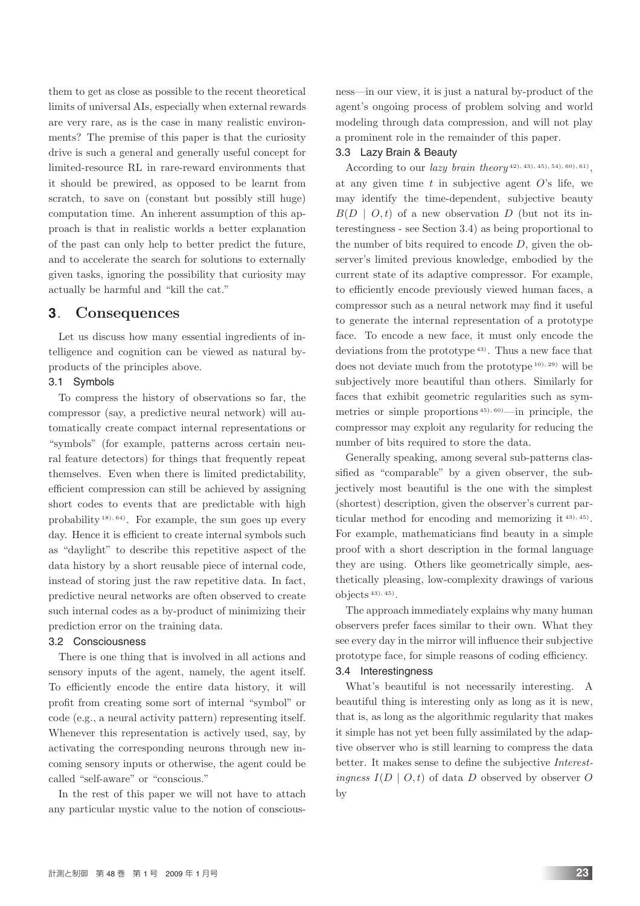them to get as close as possible to the recent theoretical limits of universal AIs, especially when external rewards are very rare, as is the case in many realistic environments? The premise of this paper is that the curiosity drive is such a general and generally useful concept for limited-resource RL in rare-reward environments that it should be prewired, as opposed to be learnt from scratch, to save on (constant but possibly still huge) computation time. An inherent assumption of this approach is that in realistic worlds a better explanation of the past can only help to better predict the future, and to accelerate the search for solutions to externally given tasks, ignoring the possibility that curiosity may actually be harmful and "kill the cat."

## 3. Consequences

Let us discuss how many essential ingredients of intelligence and cognition can be viewed as natural by-products of the principles above.

### 3.1 Symbols

To compress the history of observations so far, the compressor (say, a predictive neural network) will automatically create compact internal representations or "symbols" (for example, patterns across certain neural feature detectors) for things that frequently repeat themselves. Even when there is limited predictability, efficient compression can still be achieved by assigning short codes to events that are predictable with high probability[18), 64)]. For example, the sun goes up every day. Hence it is efficient to create internal symbols such as "daylight" to describe this repetitive aspect of the data history by a short reusable piece of internal code, instead of storing just the raw repetitive data. In fact, predictive neural networks are often observed to create such internal codes as a by-product of minimizing their prediction error on the training data.

### 3.2 Consciousness

There is one thing that is involved in all actions and sensory inputs of the agent, namely, the agent itself. To efficiently encode the entire data history, it will profit from creating some sort of internal "symbol" or code (e.g., a neural activity pattern) representing itself. Whenever this representation is actively used, say, by activating the corresponding neurons through new incoming sensory inputs or otherwise, the agent could be called "self-aware" or "conscious."

In the rest of this paper we will not have to attach any particular mystic value to the notion of consciousness—in our view, it is just a natural by-product of the agent's ongoing process of problem solving and world modeling through data compression, and will not play a prominent role in the remainder of this paper.

### 3.3 Lazy Brain & Beauty

According to our *lazy brain theory*[42), 43), 45), 54), 60), 61)], at any given time $t$ in subjective agent $O$'s life, we may identify the time-dependent, subjective beauty $B(D \mid O, t)$ of a new observation $D$ (but not its interestingness - see Section 3.4) as being proportional to the number of bits required to encode $D$, given the observer's limited previous knowledge, embodied by the current state of its adaptive compressor. For example, to efficiently encode previously viewed human faces, a compressor such as a neural network may find it useful to generate the internal representation of a prototype face. To encode a new face, it must only encode the deviations from the prototype[43)]. Thus a new face that does not deviate much from the prototype[10), 29)] will be subjectively more beautiful than others. Similarly for faces that exhibit geometric regularities such as symmetries or simple proportions[45), 60)]—in principle, the compressor may exploit any regularity for reducing the number of bits required to store the data.

Generally speaking, among several sub-patterns classified as "comparable" by a given observer, the subjectively most beautiful is the one with the simplest (shortest) description, given the observer's current particular method for encoding and memorizing it[43), 45)]. For example, mathematicians find beauty in a simple proof with a short description in the formal language they are using. Others like geometrically simple, aesthetically pleasing, low-complexity drawings of various objects[43), 45)].

The approach immediately explains why many human observers prefer faces similar to their own. What they see every day in the mirror will influence their subjective prototype face, for simple reasons of coding efficiency.

### 3.4 Interestingness

What's beautiful is not necessarily interesting. A beautiful thing is interesting only as long as it is new, that is, as long as the algorithmic regularity that makes it simple has not yet been fully assimilated by the adaptive observer who is still learning to compress the data better. It makes sense to define the subjective *Interestingness* $I(D \mid O, t)$ of data $D$ observed by observer $O$ by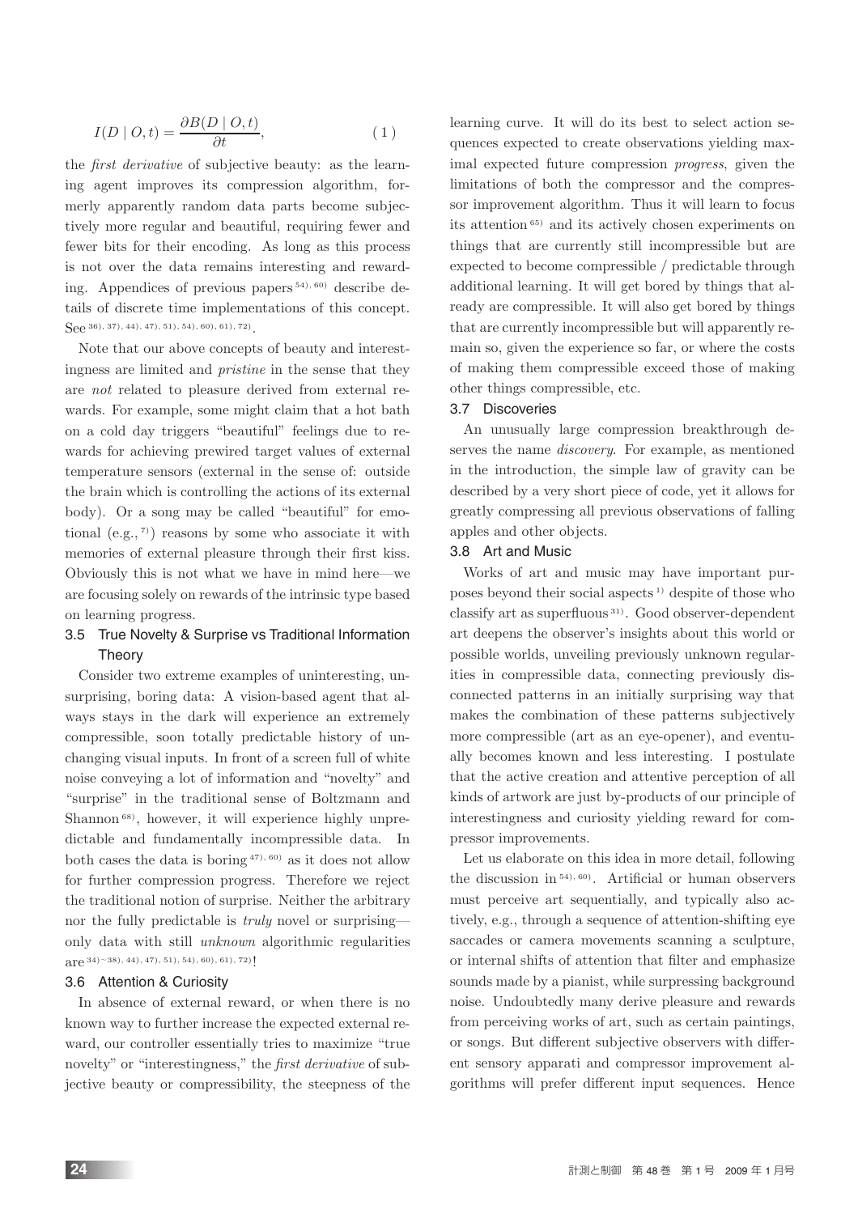$$I(D \mid O, t) = \frac{\partial B(D \mid O, t)}{\partial t}, \tag{1}$$

the *first derivative* of subjective beauty: as the learning agent improves its compression algorithm, formerly apparently random data parts become subjectively more regular and beautiful, requiring fewer and fewer bits for their encoding. As long as this process is not over the data remains interesting and rewarding. Appendices of previous papers [54), 60)] describe details of discrete time implementations of this concept. See [36), 37), 44), 47), 51), 54), 60), 61), 72)].

Note that our above concepts of beauty and interestingness are limited and *pristine* in the sense that they are *not* related to pleasure derived from external rewards. For example, some might claim that a hot bath on a cold day triggers "beautiful" feelings due to rewards for achieving prewired target values of external temperature sensors (external in the sense of: outside the brain which is controlling the actions of its external body). Or a song may be called "beautiful" for emotional (e.g., [7)]) reasons by some who associate it with memories of external pleasure through their first kiss. Obviously this is not what we have in mind here—we are focusing solely on rewards of the intrinsic type based on learning progress.

### 3.5 True Novelty & Surprise vs Traditional Information Theory

Consider two extreme examples of uninteresting, unsurprising, boring data: A vision-based agent that always stays in the dark will experience an extremely compressible, soon totally predictable history of unchanging visual inputs. In front of a screen full of white noise conveying a lot of information and "novelty" and "surprise" in the traditional sense of Boltzmann and Shannon [68)], however, it will experience highly unpredictable and fundamentally incompressible data. In both cases the data is boring [47), 60)] as it does not allow for further compression progress. Therefore we reject the traditional notion of surprise. Neither the arbitrary nor the fully predictable is *truly* novel or surprising—only data with still *unknown* algorithmic regularities are [34)~38), 44), 47), 51), 54), 60), 61), 72)]!

### 3.6 Attention & Curiosity

In absence of external reward, or when there is no known way to further increase the expected external reward, our controller essentially tries to maximize "true novelty" or "interestingness," the *first derivative* of subjective beauty or compressibility, the steepness of the learning curve. It will do its best to select action sequences expected to create observations yielding maximal expected future compression *progress*, given the limitations of both the compressor and the compressor improvement algorithm. Thus it will learn to focus its attention [65)] and its actively chosen experiments on things that are currently still incompressible but are expected to become compressible / predictable through additional learning. It will get bored by things that already are compressible. It will also get bored by things that are currently incompressible but will apparently remain so, given the experience so far, or where the costs of making them compressible exceed those of making other things compressible, etc.

### 3.7 Discoveries

An unusually large compression breakthrough deserves the name *discovery*. For example, as mentioned in the introduction, the simple law of gravity can be described by a very short piece of code, yet it allows for greatly compressing all previous observations of falling apples and other objects.

### 3.8 Art and Music

Works of art and music may have important purposes beyond their social aspects [1)] despite of those who classify art as superfluous [31)]. Good observer-dependent art deepens the observer's insights about this world or possible worlds, unveiling previously unknown regularities in compressible data, connecting previously disconnected patterns in an initially surprising way that makes the combination of these patterns subjectively more compressible (art as an eye-opener), and eventually becomes known and less interesting. I postulate that the active creation and attentive perception of all kinds of artwork are just by-products of our principle of interestingness and curiosity yielding reward for compressor improvements.

Let us elaborate on this idea in more detail, following the discussion in [54), 60)]. Artificial or human observers must perceive art sequentially, and typically also actively, e.g., through a sequence of attention-shifting eye saccades or camera movements scanning a sculpture, or internal shifts of attention that filter and emphasize sounds made by a pianist, while surpressing background noise. Undoubtedly many derive pleasure and rewards from perceiving works of art, such as certain paintings, or songs. But different subjective observers with different sensory apparati and compressor improvement algorithms will prefer different input sequences. Hence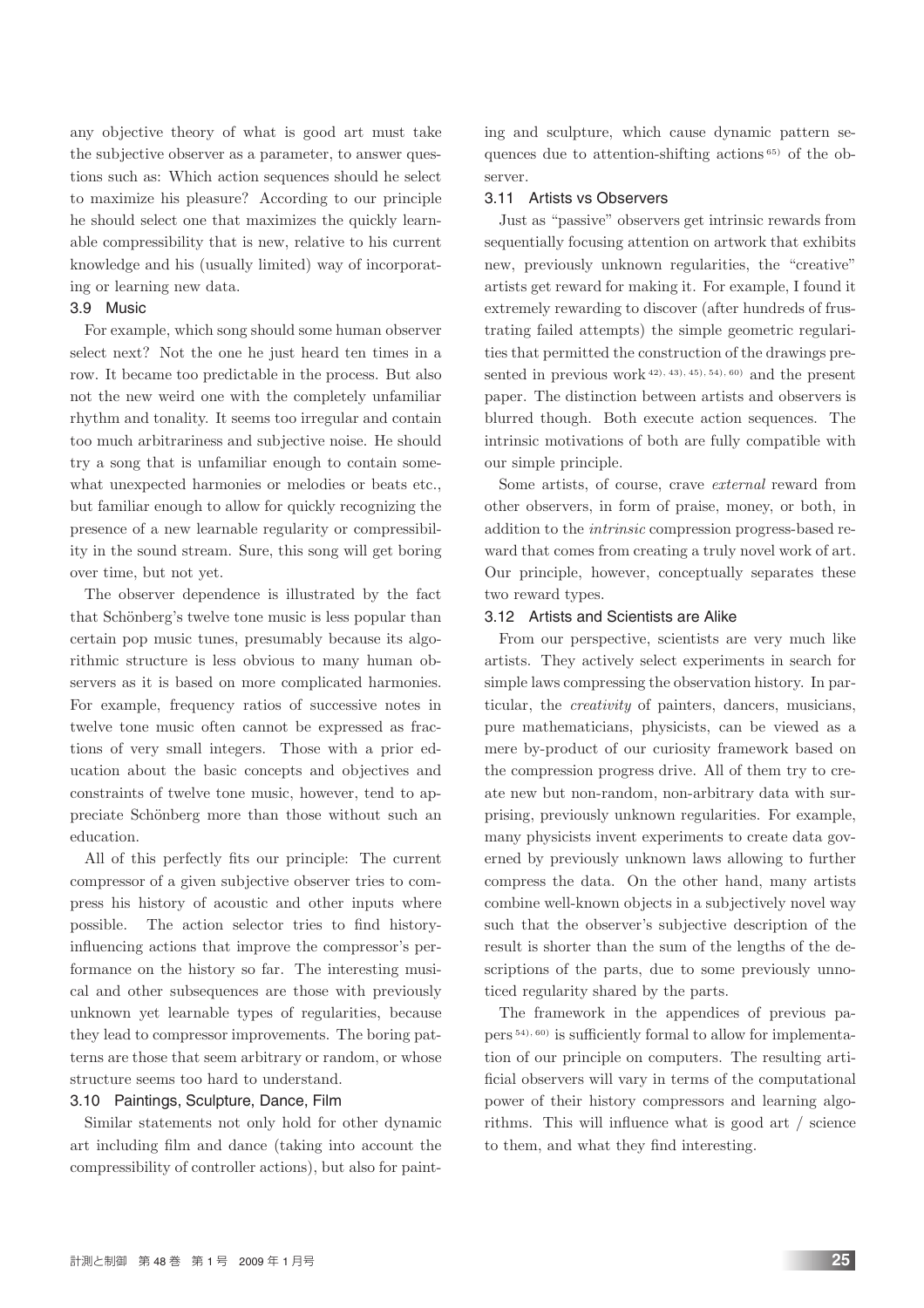any objective theory of what is good art must take the subjective observer as a parameter, to answer questions such as: Which action sequences should he select to maximize his pleasure? According to our principle he should select one that maximizes the quickly learnable compressibility that is new, relative to his current knowledge and his (usually limited) way of incorporating or learning new data.

### 3.9 Music

For example, which song should some human observer select next? Not the one he just heard ten times in a row. It became too predictable in the process. But also not the new weird one with the completely unfamiliar rhythm and tonality. It seems too irregular and contain too much arbitrariness and subjective noise. He should try a song that is unfamiliar enough to contain somewhat unexpected harmonies or melodies or beats etc., but familiar enough to allow for quickly recognizing the presence of a new learnable regularity or compressibility in the sound stream. Sure, this song will get boring over time, but not yet.

The observer dependence is illustrated by the fact that Schönberg's twelve tone music is less popular than certain pop music tunes, presumably because its algorithmic structure is less obvious to many human observers as it is based on more complicated harmonies. For example, frequency ratios of successive notes in twelve tone music often cannot be expressed as fractions of very small integers. Those with a prior education about the basic concepts and objectives and constraints of twelve tone music, however, tend to appreciate Schönberg more than those without such an education.

All of this perfectly fits our principle: The current compressor of a given subjective observer tries to compress his history of acoustic and other inputs where possible. The action selector tries to find history-influencing actions that improve the compressor's performance on the history so far. The interesting musical and other subsequences are those with previously unknown yet learnable types of regularities, because they lead to compressor improvements. The boring patterns are those that seem arbitrary or random, or whose structure seems too hard to understand.

### 3.10 Paintings, Sculpture, Dance, Film

Similar statements not only hold for other dynamic art including film and dance (taking into account the compressibility of controller actions), but also for painting and sculpture, which cause dynamic pattern sequences due to attention-shifting actions[65] of the observer.

### 3.11 Artists vs Observers

Just as "passive" observers get intrinsic rewards from sequentially focusing attention on artwork that exhibits new, previously unknown regularities, the "creative" artists get reward for making it. For example, I found it extremely rewarding to discover (after hundreds of frustrating failed attempts) the simple geometric regularities that permitted the construction of the drawings presented in previous work[42),43),45),54),60] and the present paper. The distinction between artists and observers is blurred though. Both execute action sequences. The intrinsic motivations of both are fully compatible with our simple principle.

Some artists, of course, crave *external* reward from other observers, in form of praise, money, or both, in addition to the *intrinsic* compression progress-based reward that comes from creating a truly novel work of art. Our principle, however, conceptually separates these two reward types.

### 3.12 Artists and Scientists are Alike

From our perspective, scientists are very much like artists. They actively select experiments in search for simple laws compressing the observation history. In particular, the *creativity* of painters, dancers, musicians, pure mathematicians, physicists, can be viewed as a mere by-product of our curiosity framework based on the compression progress drive. All of them try to create new but non-random, non-arbitrary data with surprising, previously unknown regularities. For example, many physicists invent experiments to create data governed by previously unknown laws allowing to further compress the data. On the other hand, many artists combine well-known objects in a subjectively novel way such that the observer's subjective description of the result is shorter than the sum of the lengths of the descriptions of the parts, due to some previously unnoticed regularity shared by the parts.

The framework in the appendices of previous papers[54),60] is sufficiently formal to allow for implementation of our principle on computers. The resulting artificial observers will vary in terms of the computational power of their history compressors and learning algorithms. This will influence what is good art / science to them, and what they find interesting.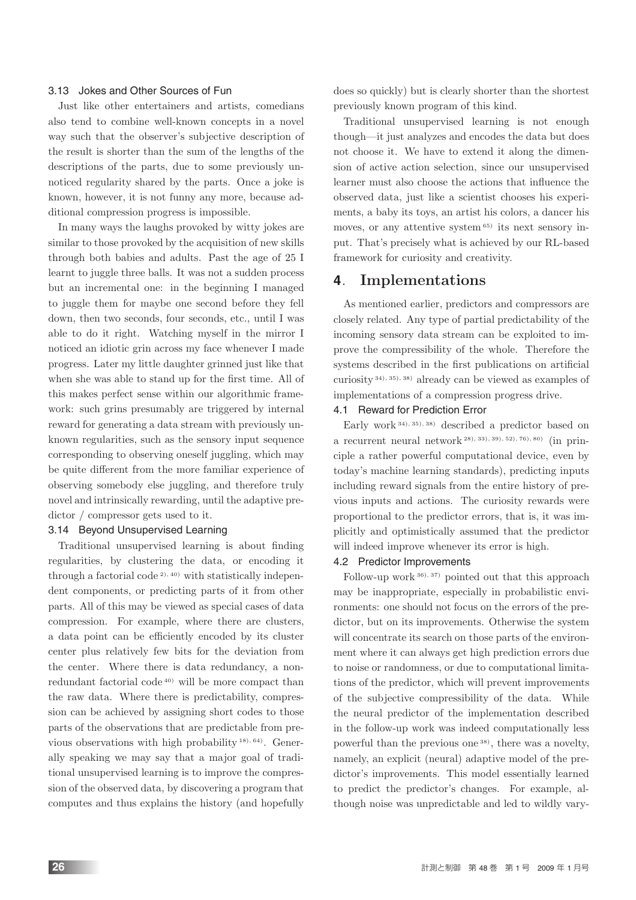### 3.13 Jokes and Other Sources of Fun

Just like other entertainers and artists, comedians also tend to combine well-known concepts in a novel way such that the observer's subjective description of the result is shorter than the sum of the lengths of the descriptions of the parts, due to some previously unnoticed regularity shared by the parts. Once a joke is known, however, it is not funny any more, because additional compression progress is impossible.

In many ways the laughs provoked by witty jokes are similar to those provoked by the acquisition of new skills through both babies and adults. Past the age of 25 I learnt to juggle three balls. It was not a sudden process but an incremental one: in the beginning I managed to juggle them for maybe one second before they fell down, then two seconds, four seconds, etc., until I was able to do it right. Watching myself in the mirror I noticed an idiotic grin across my face whenever I made progress. Later my little daughter grinned just like that when she was able to stand up for the first time. All of this makes perfect sense within our algorithmic framework: such grins presumably are triggered by internal reward for generating a data stream with previously unknown regularities, such as the sensory input sequence corresponding to observing oneself juggling, which may be quite different from the more familiar experience of observing somebody else juggling, and therefore truly novel and intrinsically rewarding, until the adaptive predictor / compressor gets used to it.

### 3.14 Beyond Unsupervised Learning

Traditional unsupervised learning is about finding regularities, by clustering the data, or encoding it through a factorial code [2), 40)] with statistically independent components, or predicting parts of it from other parts. All of this may be viewed as special cases of data compression. For example, where there are clusters, a data point can be efficiently encoded by its cluster center plus relatively few bits for the deviation from the center. Where there is data redundancy, a non-redundant factorial code [40)] will be more compact than the raw data. Where there is predictability, compression can be achieved by assigning short codes to those parts of the observations that are predictable from previous observations with high probability [18), 64)]. Generally speaking we may say that a major goal of traditional unsupervised learning is to improve the compression of the observed data, by discovering a program that computes and thus explains the history (and hopefully does so quickly) but is clearly shorter than the shortest previously known program of this kind.

Traditional unsupervised learning is not enough though—it just analyzes and encodes the data but does not choose it. We have to extend it along the dimension of active action selection, since our unsupervised learner must also choose the actions that influence the observed data, just like a scientist chooses his experiments, a baby its toys, an artist his colors, a dancer his moves, or any attentive system [65)] its next sensory input. That's precisely what is achieved by our RL-based framework for curiosity and creativity.

## 4. Implementations

As mentioned earlier, predictors and compressors are closely related. Any type of partial predictability of the incoming sensory data stream can be exploited to improve the compressibility of the whole. Therefore the systems described in the first publications on artificial curiosity [34), 35), 38)] already can be viewed as examples of implementations of a compression progress drive.

### 4.1 Reward for Prediction Error

Early work [34), 35), 38)] described a predictor based on a recurrent neural network [28), 33), 39), 52), 76), 80)] (in principle a rather powerful computational device, even by today's machine learning standards), predicting inputs including reward signals from the entire history of previous inputs and actions. The curiosity rewards were proportional to the predictor errors, that is, it was implicitly and optimistically assumed that the predictor will indeed improve whenever its error is high.

### 4.2 Predictor Improvements

Follow-up work [36), 37)] pointed out that this approach may be inappropriate, especially in probabilistic environments: one should not focus on the errors of the predictor, but on its improvements. Otherwise the system will concentrate its search on those parts of the environment where it can always get high prediction errors due to noise or randomness, or due to computational limitations of the predictor, which will prevent improvements of the subjective compressibility of the data. While the neural predictor of the implementation described in the follow-up work was indeed computationally less powerful than the previous one [38)], there was a novelty, namely, an explicit (neural) adaptive model of the predictor's improvements. This model essentially learned to predict the predictor's changes. For example, although noise was unpredictable and led to wildly vary-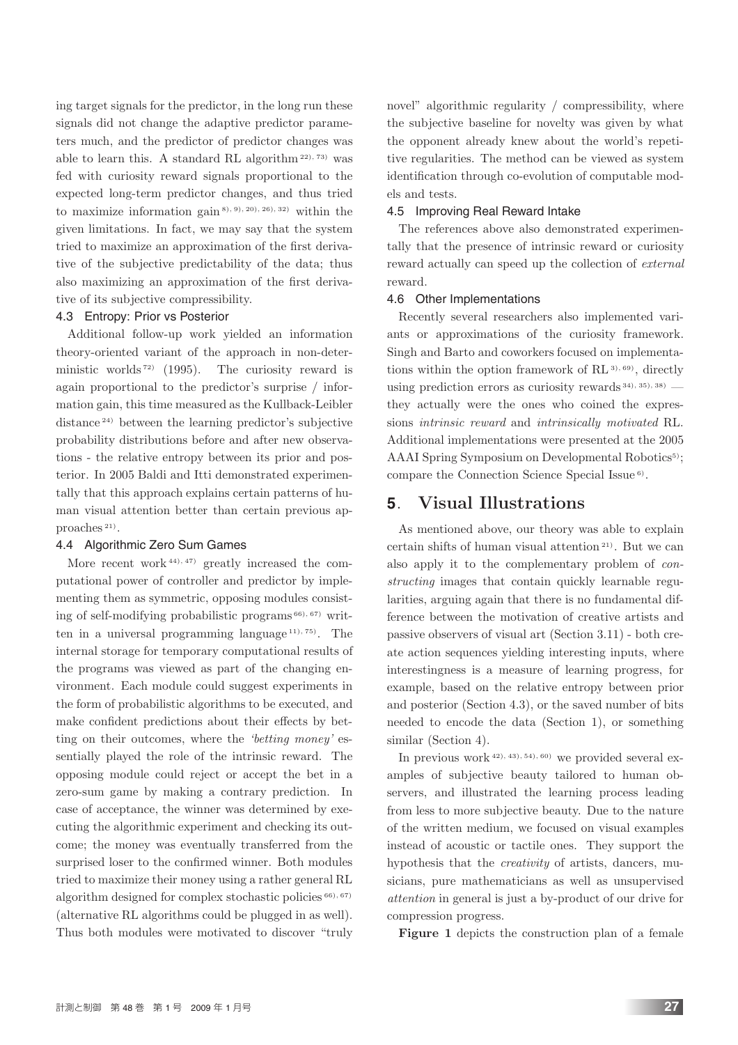ing target signals for the predictor, in the long run these signals did not change the adaptive predictor parameters much, and the predictor of predictor changes was able to learn this. A standard RL algorithm [22), 73)] was fed with curiosity reward signals proportional to the expected long-term predictor changes, and thus tried to maximize information gain [8), 9), 20), 26), 32)] within the given limitations. In fact, we may say that the system tried to maximize an approximation of the first derivative of the subjective predictability of the data; thus also maximizing an approximation of the first derivative of its subjective compressibility.

### 4.3 Entropy: Prior vs Posterior

Additional follow-up work yielded an information theory-oriented variant of the approach in non-deterministic worlds [72)] (1995). The curiosity reward is again proportional to the predictor's surprise / information gain, this time measured as the Kullback-Leibler distance [24)] between the learning predictor's subjective probability distributions before and after new observations - the relative entropy between its prior and posterior. In 2005 Baldi and Itti demonstrated experimentally that this approach explains certain patterns of human visual attention better than certain previous approaches [21)].

### 4.4 Algorithmic Zero Sum Games

More recent work [44), 47)] greatly increased the computational power of controller and predictor by implementing them as symmetric, opposing modules consisting of self-modifying probabilistic programs [66), 67)] written in a universal programming language [11), 75)]. The internal storage for temporary computational results of the programs was viewed as part of the changing environment. Each module could suggest experiments in the form of probabilistic algorithms to be executed, and make confident predictions about their effects by betting on their outcomes, where the *'betting money'* essentially played the role of the intrinsic reward. The opposing module could reject or accept the bet in a zero-sum game by making a contrary prediction. In case of acceptance, the winner was determined by executing the algorithmic experiment and checking its outcome; the money was eventually transferred from the surprised loser to the confirmed winner. Both modules tried to maximize their money using a rather general RL algorithm designed for complex stochastic policies [66), 67)] (alternative RL algorithms could be plugged in as well). Thus both modules were motivated to discover "truly novel" algorithmic regularity / compressibility, where the subjective baseline for novelty was given by what the opponent already knew about the world's repetitive regularities. The method can be viewed as system identification through co-evolution of computable models and tests.

### 4.5 Improving Real Reward Intake

The references above also demonstrated experimentally that the presence of intrinsic reward or curiosity reward actually can speed up the collection of *external* reward.

### 4.6 Other Implementations

Recently several researchers also implemented variants or approximations of the curiosity framework. Singh and Barto and coworkers focused on implementations within the option framework of RL [3), 69)], directly using prediction errors as curiosity rewards [34), 35), 38)] — they actually were the ones who coined the expressions *intrinsic reward* and *intrinsically motivated* RL. Additional implementations were presented at the 2005 AAAI Spring Symposium on Developmental Robotics [5)]; compare the Connection Science Special Issue [6)].

## 5. Visual Illustrations

As mentioned above, our theory was able to explain certain shifts of human visual attention [21)]. But we can also apply it to the complementary problem of *constructing* images that contain quickly learnable regularities, arguing again that there is no fundamental difference between the motivation of creative artists and passive observers of visual art (Section 3.11) - both create action sequences yielding interesting inputs, where interestingness is a measure of learning progress, for example, based on the relative entropy between prior and posterior (Section 4.3), or the saved number of bits needed to encode the data (Section 1), or something similar (Section 4).

In previous work [42), 43), 54), 60)] we provided several examples of subjective beauty tailored to human observers, and illustrated the learning process leading from less to more subjective beauty. Due to the nature of the written medium, we focused on visual examples instead of acoustic or tactile ones. They support the hypothesis that the *creativity* of artists, dancers, musicians, pure mathematicians as well as unsupervised *attention* in general is just a by-product of our drive for compression progress.

**Figure 1** depicts the construction plan of a female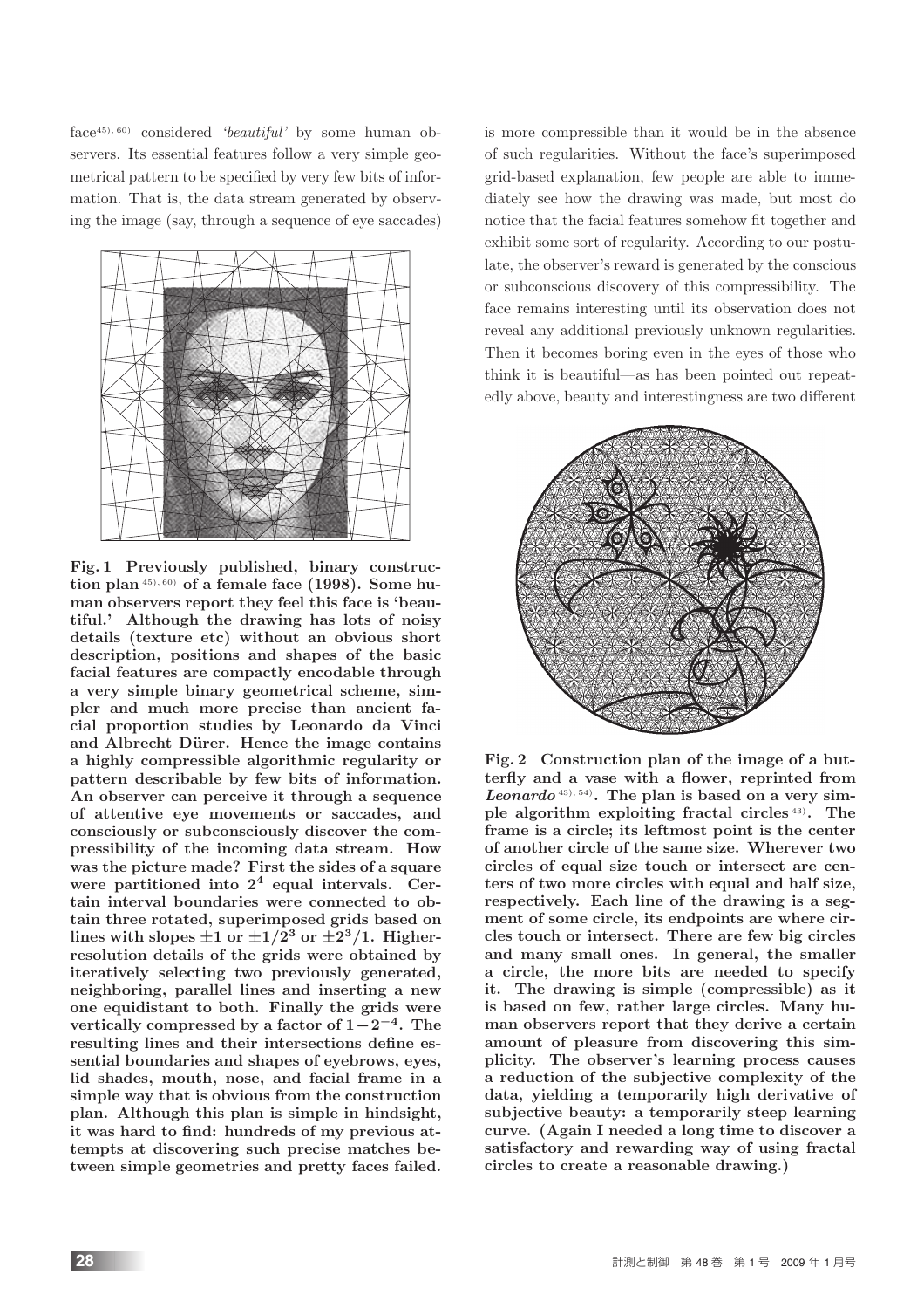face[45), 60)] considered *'beautiful'* by some human observers. Its essential features follow a very simple geometrical pattern to be specified by very few bits of information. That is, the data stream generated by observing the image (say, through a sequence of eye saccades)

**Fig. 1 Previously published, binary construction plan [45), 60)] of a female face (1998). Some human observers report they feel this face is 'beautiful.' Although the drawing has lots of noisy details (texture etc) without an obvious short description, positions and shapes of the basic facial features are compactly encodable through a very simple binary geometrical scheme, simpler and much more precise than ancient facial proportion studies by Leonardo da Vinci and Albrecht Dürer. Hence the image contains a highly compressible algorithmic regularity or pattern describable by few bits of information. An observer can perceive it through a sequence of attentive eye movements or saccades, and consciously or subconsciously discover the compressibility of the incoming data stream. How was the picture made? First the sides of a square were partitioned into $2^4$ equal intervals. Certain interval boundaries were connected to obtain three rotated, superimposed grids based on lines with slopes $\pm 1$ or $\pm 1/2^3$ or $\pm 2^3/1$. Higher-resolution details of the grids were obtained by iteratively selecting two previously generated, neighboring, parallel lines and inserting a new one equidistant to both. Finally the grids were vertically compressed by a factor of $1 - 2^{-4}$. The resulting lines and their intersections define essential boundaries and shapes of eyebrows, eyes, lid shades, mouth, nose, and facial frame in a simple way that is obvious from the construction plan. Although this plan is simple in hindsight, it was hard to find: hundreds of my previous attempts at discovering such precise matches between simple geometries and pretty faces failed.**

is more compressible than it would be in the absence of such regularities. Without the face's superimposed grid-based explanation, few people are able to immediately see how the drawing was made, but most do notice that the facial features somehow fit together and exhibit some sort of regularity. According to our postulate, the observer's reward is generated by the conscious or subconscious discovery of this compressibility. The face remains interesting until its observation does not reveal any additional previously unknown regularities. Then it becomes boring even in the eyes of those who think it is beautiful—as has been pointed out repeatedly above, beauty and interestingness are two different

**Fig. 2 Construction plan of the image of a butterfly and a vase with a flower, reprinted from *Leonardo* [43), 54)]. The plan is based on a very simple algorithm exploiting fractal circles [43)]. The frame is a circle; its leftmost point is the center of another circle of the same size. Wherever two circles of equal size touch or intersect are centers of two more circles with equal and half size, respectively. Each line of the drawing is a segment of some circle, its endpoints are where circles touch or intersect. There are few big circles and many small ones. In general, the smaller a circle, the more bits are needed to specify it. The drawing is simple (compressible) as it is based on few, rather large circles. Many human observers report that they derive a certain amount of pleasure from discovering this simplicity. The observer's learning process causes a reduction of the subjective complexity of the data, yielding a temporarily high derivative of subjective beauty: a temporarily steep learning curve. (Again I needed a long time to discover a satisfactory and rewarding way of using fractal circles to create a reasonable drawing.)**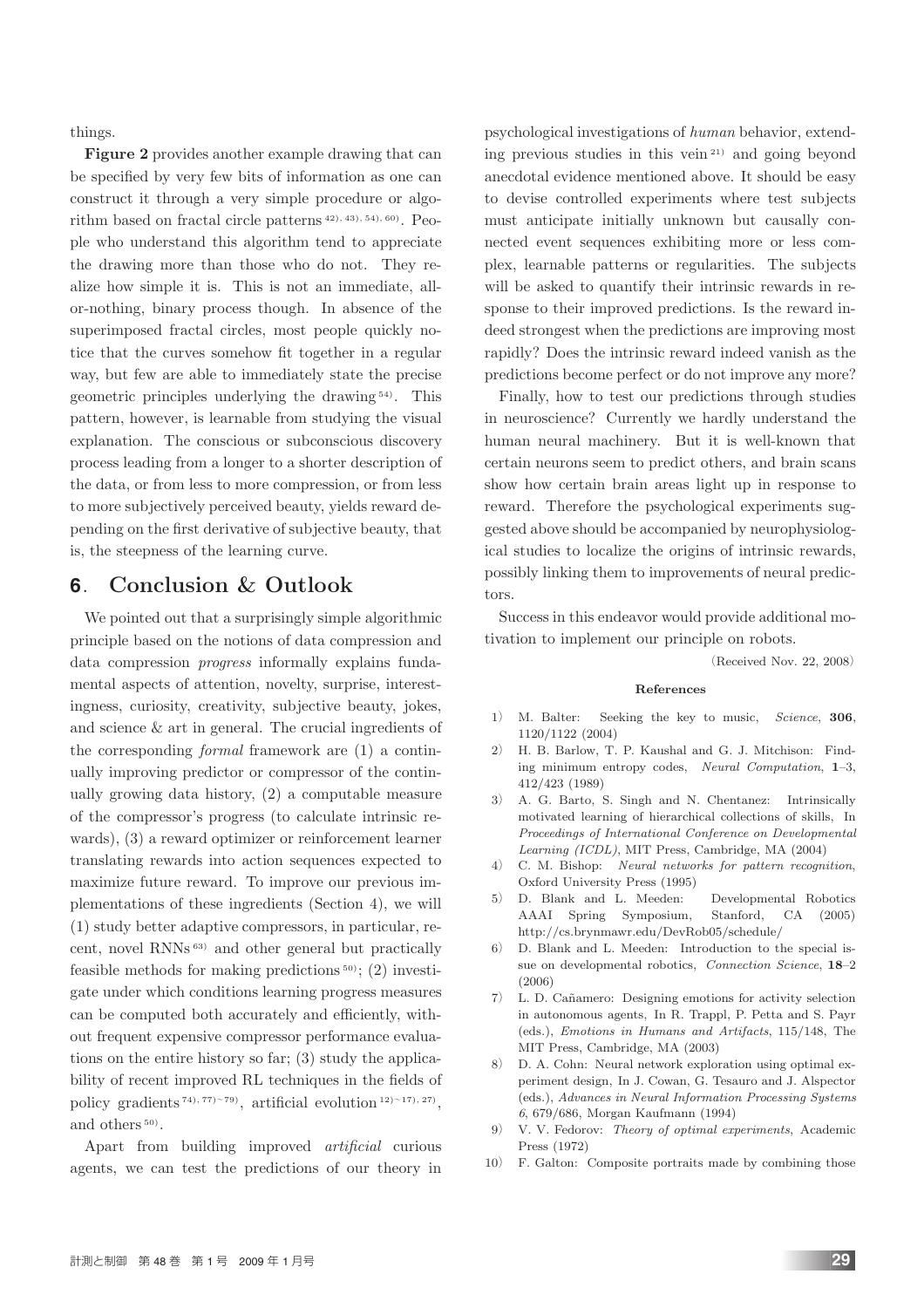things.

**Figure 2** provides another example drawing that can be specified by very few bits of information as one can construct it through a very simple procedure or algorithm based on fractal circle patterns [42), 43), 54), 60)]. People who understand this algorithm tend to appreciate the drawing more than those who do not. They realize how simple it is. This is not an immediate, all-or-nothing, binary process though. In absence of the superimposed fractal circles, most people quickly notice that the curves somehow fit together in a regular way, but few are able to immediately state the precise geometric principles underlying the drawing [54)]. This pattern, however, is learnable from studying the visual explanation. The conscious or subconscious discovery process leading from a longer to a shorter description of the data, or from less to more compression, or from less to more subjectively perceived beauty, yields reward depending on the first derivative of subjective beauty, that is, the steepness of the learning curve.

## 6. Conclusion & Outlook

We pointed out that a surprisingly simple algorithmic principle based on the notions of data compression and data compression *progress* informally explains fundamental aspects of attention, novelty, surprise, interestingness, curiosity, creativity, subjective beauty, jokes, and science & art in general. The crucial ingredients of the corresponding *formal* framework are (1) a continually improving predictor or compressor of the continually growing data history, (2) a computable measure of the compressor's progress (to calculate intrinsic rewards), (3) a reward optimizer or reinforcement learner translating rewards into action sequences expected to maximize future reward. To improve our previous implementations of these ingredients (Section 4), we will (1) study better adaptive compressors, in particular, recent, novel RNNs [63)] and other general but practically feasible methods for making predictions [50)]; (2) investigate under which conditions learning progress measures can be computed both accurately and efficiently, without frequent expensive compressor performance evaluations on the entire history so far; (3) study the applicability of recent improved RL techniques in the fields of policy gradients [74), 77)~79)], artificial evolution [12)~17), 27)], and others [50)].

Apart from building improved *artificial* curious agents, we can test the predictions of our theory in psychological investigations of *human* behavior, extending previous studies in this vein [21)] and going beyond anecdotal evidence mentioned above. It should be easy to devise controlled experiments where test subjects must anticipate initially unknown but causally connected event sequences exhibiting more or less complex, learnable patterns or regularities. The subjects will be asked to quantify their intrinsic rewards in response to their improved predictions. Is the reward indeed strongest when the predictions are improving most rapidly? Does the intrinsic reward indeed vanish as the predictions become perfect or do not improve any more?

Finally, how to test our predictions through studies in neuroscience? Currently we hardly understand the human neural machinery. But it is well-known that certain neurons seem to predict others, and brain scans show how certain brain areas light up in response to reward. Therefore the psychological experiments suggested above should be accompanied by neurophysiological studies to localize the origins of intrinsic rewards, possibly linking them to improvements of neural predictors.

Success in this endeavor would provide additional motivation to implement our principle on robots.

(Received Nov. 22, 2008)

### References

1) M. Balter: Seeking the key to music, *Science*, **306**, 1120/1122 (2004)
2) H. B. Barlow, T. P. Kaushal and G. J. Mitchison: Finding minimum entropy codes, *Neural Computation*, **1**–3, 412/423 (1989)
3) A. G. Barto, S. Singh and N. Chentanez: Intrinsically motivated learning of hierarchical collections of skills, In *Proceedings of International Conference on Developmental Learning (ICDL)*, MIT Press, Cambridge, MA (2004)
4) C. M. Bishop: *Neural networks for pattern recognition*, Oxford University Press (1995)
5) D. Blank and L. Meeden: Developmental Robotics AAAI Spring Symposium, Stanford, CA (2005) http://cs.brynmawr.edu/DevRob05/schedule/
6) D. Blank and L. Meeden: Introduction to the special issue on developmental robotics, *Connection Science*, **18**–2 (2006)
7) L. D. Cañamero: Designing emotions for activity selection in autonomous agents, In R. Trappl, P. Petta and S. Payr (eds.), *Emotions in Humans and Artifacts*, 115/148, The MIT Press, Cambridge, MA (2003)
8) D. A. Cohn: Neural network exploration using optimal experiment design, In J. Cowan, G. Tesauro and J. Alspector (eds.), *Advances in Neural Information Processing Systems 6*, 679/686, Morgan Kaufmann (1994)
9) V. V. Fedorov: *Theory of optimal experiments*, Academic Press (1972)
10) F. Galton: Composite portraits made by combining those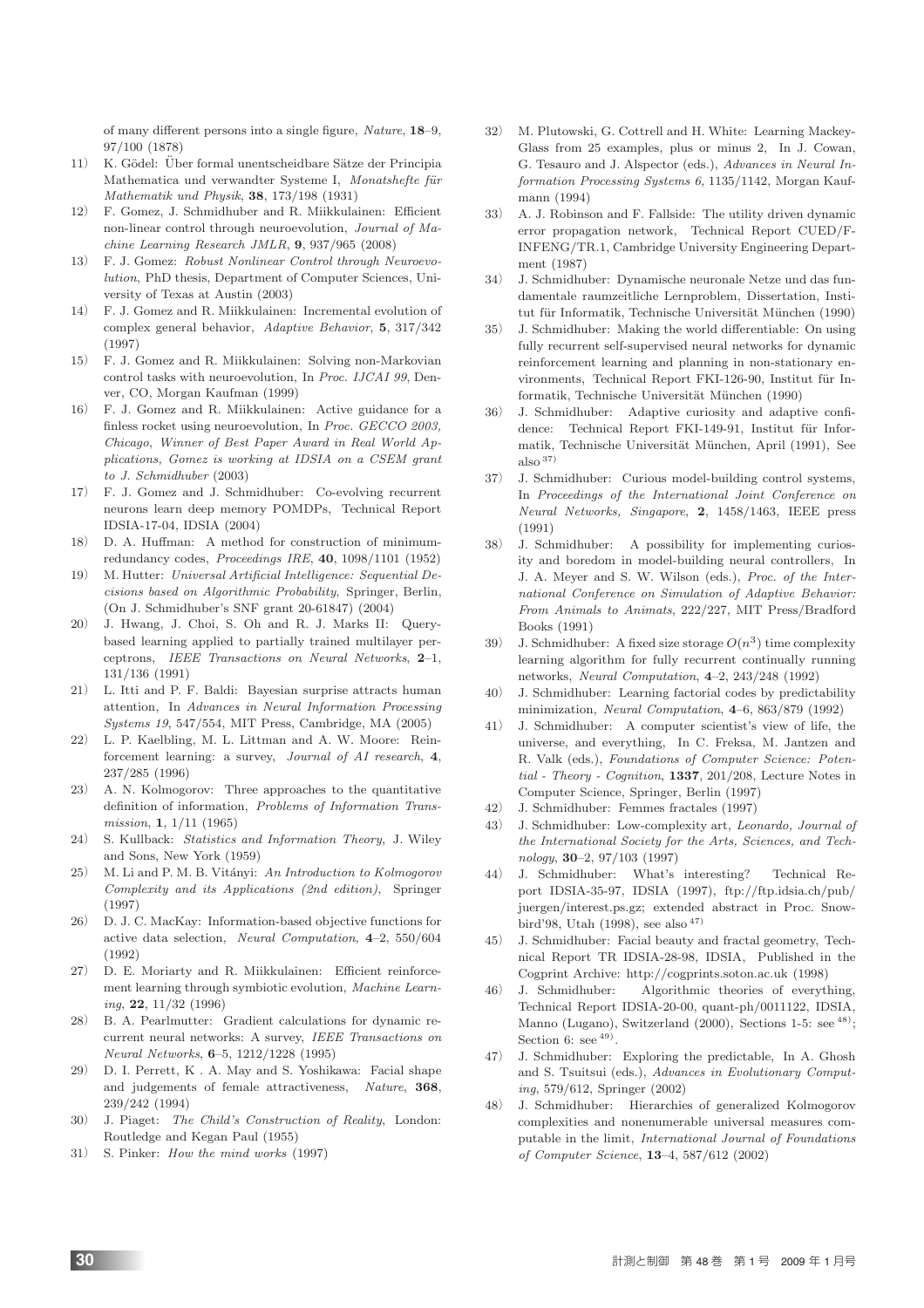of many different persons into a single figure, *Nature*, **18**–9, 97/100 (1878)

11) K. Gödel: Über formal unentscheidbare Sätze der Principia Mathematica und verwandter Systeme I, *Monatshefte für Mathematik und Physik*, **38**, 173/198 (1931)

12) F. Gomez, J. Schmidhuber and R. Miikkulainen: Efficient non-linear control through neuroevolution, *Journal of Machine Learning Research JMLR*, **9**, 937/965 (2008)

13) F. J. Gomez: *Robust Nonlinear Control through Neuroevolution*, PhD thesis, Department of Computer Sciences, University of Texas at Austin (2003)

14) F. J. Gomez and R. Miikkulainen: Incremental evolution of complex general behavior, *Adaptive Behavior*, **5**, 317/342 (1997)

15) F. J. Gomez and R. Miikkulainen: Solving non-Markovian control tasks with neuroevolution, In *Proc. IJCAI 99*, Denver, CO, Morgan Kaufman (1999)

16) F. J. Gomez and R. Miikkulainen: Active guidance for a finless rocket using neuroevolution, In *Proc. GECCO 2003, Chicago*, *Winner of Best Paper Award in Real World Applications, Gomez is working at IDSIA on a CSEM grant to J. Schmidhuber* (2003)

17) F. J. Gomez and J. Schmidhuber: Co-evolving recurrent neurons learn deep memory POMDPs, Technical Report IDSIA-17-04, IDSIA (2004)

18) D. A. Huffman: A method for construction of minimum-redundancy codes, *Proceedings IRE*, **40**, 1098/1101 (1952)

19) M. Hutter: *Universal Artificial Intelligence: Sequential Decisions based on Algorithmic Probability*, Springer, Berlin, (On J. Schmidhuber's SNF grant 20-61847) (2004)

20) J. Hwang, J. Choi, S. Oh and R. J. Marks II: Query-based learning applied to partially trained multilayer perceptrons, *IEEE Transactions on Neural Networks*, **2**–1, 131/136 (1991)

21) L. Itti and P. F. Baldi: Bayesian surprise attracts human attention, In *Advances in Neural Information Processing Systems 19*, 547/554, MIT Press, Cambridge, MA (2005)

22) L. P. Kaelbling, M. L. Littman and A. W. Moore: Reinforcement learning: a survey, *Journal of AI research*, **4**, 237/285 (1996)

23) A. N. Kolmogorov: Three approaches to the quantitative definition of information, *Problems of Information Transmission*, **1**, 1/11 (1965)

24) S. Kullback: *Statistics and Information Theory*, J. Wiley and Sons, New York (1959)

25) M. Li and P. M. B. Vitányi: *An Introduction to Kolmogorov Complexity and its Applications (2nd edition)*, Springer (1997)

26) D. J. C. MacKay: Information-based objective functions for active data selection, *Neural Computation*, **4**–2, 550/604 (1992)

27) D. E. Moriarty and R. Miikkulainen: Efficient reinforcement learning through symbiotic evolution, *Machine Learning*, **22**, 11/32 (1996)

28) B. A. Pearlmutter: Gradient calculations for dynamic recurrent neural networks: A survey, *IEEE Transactions on Neural Networks*, **6**–5, 1212/1228 (1995)

29) D. I. Perrett, K . A. May and S. Yoshikawa: Facial shape and judgements of female attractiveness, *Nature*, **368**, 239/242 (1994)

30) J. Piaget: *The Child's Construction of Reality*, London: Routledge and Kegan Paul (1955)

31) S. Pinker: *How the mind works* (1997)

32) M. Plutowski, G. Cottrell and H. White: Learning Mackey-Glass from 25 examples, plus or minus 2, In J. Cowan, G. Tesauro and J. Alspector (eds.), *Advances in Neural Information Processing Systems 6*, 1135/1142, Morgan Kaufmann (1994)

33) A. J. Robinson and F. Fallside: The utility driven dynamic error propagation network, Technical Report CUED/F-INFENG/TR.1, Cambridge University Engineering Department (1987)

34) J. Schmidhuber: Dynamische neuronale Netze und das fundamentale raumzeitliche Lernproblem, Dissertation, Institut für Informatik, Technische Universität München (1990)

35) J. Schmidhuber: Making the world differentiable: On using fully recurrent self-supervised neural networks for dynamic reinforcement learning and planning in non-stationary environments, Technical Report FKI-126-90, Institut für Informatik, Technische Universität München (1990)

36) J. Schmidhuber: Adaptive curiosity and adaptive confidence: Technical Report FKI-149-91, Institut für Informatik, Technische Universität München, April (1991), See also [37]

37) J. Schmidhuber: Curious model-building control systems, In *Proceedings of the International Joint Conference on Neural Networks, Singapore*, **2**, 1458/1463, IEEE press (1991)

38) J. Schmidhuber: A possibility for implementing curiosity and boredom in model-building neural controllers, In J. A. Meyer and S. W. Wilson (eds.), *Proc. of the International Conference on Simulation of Adaptive Behavior: From Animals to Animats*, 222/227, MIT Press/Bradford Books (1991)

39) J. Schmidhuber: A fixed size storage $O(n^3)$ time complexity learning algorithm for fully recurrent continually running networks, *Neural Computation*, **4**–2, 243/248 (1992)

40) J. Schmidhuber: Learning factorial codes by predictability minimization, *Neural Computation*, **4**–6, 863/879 (1992)

41) J. Schmidhuber: A computer scientist's view of life, the universe, and everything, In C. Freksa, M. Jantzen and R. Valk (eds.), *Foundations of Computer Science: Potential - Theory - Cognition*, **1337**, 201/208, Lecture Notes in Computer Science, Springer, Berlin (1997)

42) J. Schmidhuber: Femmes fractales (1997)

43) J. Schmidhuber: Low-complexity art, *Leonardo, Journal of the International Society for the Arts, Sciences, and Technology*, **30**–2, 97/103 (1997)

44) J. Schmidhuber: What's interesting? Technical Report IDSIA-35-97, IDSIA (1997), ftp://ftp.idsia.ch/pub/juergen/interest.ps.gz; extended abstract in Proc. Snowbird'98, Utah (1998), see also [47]

45) J. Schmidhuber: Facial beauty and fractal geometry, Technical Report TR IDSIA-28-98, IDSIA, Published in the Cogprint Archive: http://cogprints.soton.ac.uk (1998)

46) J. Schmidhuber: Algorithmic theories of everything, Technical Report IDSIA-20-00, quant-ph/0011122, IDSIA, Manno (Lugano), Switzerland (2000), Sections 1-5: see [48]; Section 6: see [49].

47) J. Schmidhuber: Exploring the predictable, In A. Ghosh and S. Tsuitsui (eds.), *Advances in Evolutionary Computing*, 579/612, Springer (2002)

48) J. Schmidhuber: Hierarchies of generalized Kolmogorov complexities and nonenumerable universal measures computable in the limit, *International Journal of Foundations of Computer Science*, **13**–4, 587/612 (2002)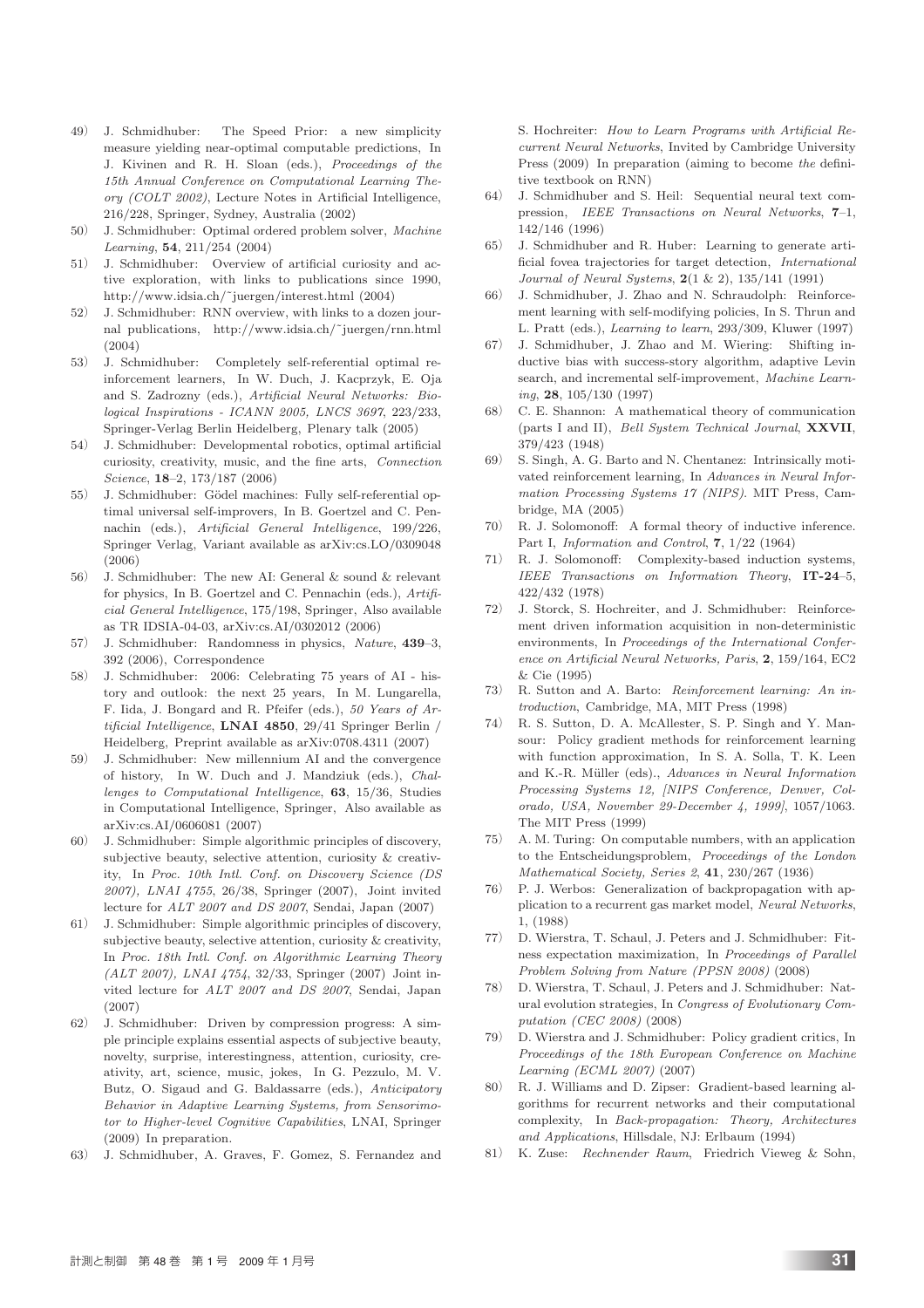49) J. Schmidhuber: The Speed Prior: a new simplicity measure yielding near-optimal computable predictions, In J. Kivinen and R. H. Sloan (eds.), *Proceedings of the 15th Annual Conference on Computational Learning Theory (COLT 2002)*, Lecture Notes in Artificial Intelligence, 216/228, Springer, Sydney, Australia (2002)

50) J. Schmidhuber: Optimal ordered problem solver, *Machine Learning*, **54**, 211/254 (2004)

51) J. Schmidhuber: Overview of artificial curiosity and active exploration, with links to publications since 1990, http://www.idsia.ch/˜juergen/interest.html (2004)

52) J. Schmidhuber: RNN overview, with links to a dozen journal publications, http://www.idsia.ch/˜juergen/rnn.html (2004)

53) J. Schmidhuber: Completely self-referential optimal reinforcement learners, In W. Duch, J. Kacprzyk, E. Oja and S. Zadrozny (eds.), *Artificial Neural Networks: Biological Inspirations - ICANN 2005, LNCS 3697*, 223/233, Springer-Verlag Berlin Heidelberg, Plenary talk (2005)

54) J. Schmidhuber: Developmental robotics, optimal artificial curiosity, creativity, music, and the fine arts, *Connection Science*, **18**–2, 173/187 (2006)

55) J. Schmidhuber: Gödel machines: Fully self-referential optimal universal self-improvers, In B. Goertzel and C. Pennachin (eds.), *Artificial General Intelligence*, 199/226, Springer Verlag, Variant available as arXiv:cs.LO/0309048 (2006)

56) J. Schmidhuber: The new AI: General & sound & relevant for physics, In B. Goertzel and C. Pennachin (eds.), *Artificial General Intelligence*, 175/198, Springer, Also available as TR IDSIA-04-03, arXiv:cs.AI/0302012 (2006)

57) J. Schmidhuber: Randomness in physics, *Nature*, **439**–3, 392 (2006), Correspondence

58) J. Schmidhuber: 2006: Celebrating 75 years of AI - history and outlook: the next 25 years, In M. Lungarella, F. Iida, J. Bongard and R. Pfeifer (eds.), *50 Years of Artificial Intelligence*, **LNAI 4850**, 29/41 Springer Berlin / Heidelberg, Preprint available as arXiv:0708.4311 (2007)

59) J. Schmidhuber: New millennium AI and the convergence of history, In W. Duch and J. Mandziuk (eds.), *Challenges to Computational Intelligence*, **63**, 15/36, Studies in Computational Intelligence, Springer, Also available as arXiv:cs.AI/0606081 (2007)

60) J. Schmidhuber: Simple algorithmic principles of discovery, subjective beauty, selective attention, curiosity & creativity, In *Proc. 10th Intl. Conf. on Discovery Science (DS 2007), LNAI 4755*, 26/38, Springer (2007), Joint invited lecture for *ALT 2007 and DS 2007*, Sendai, Japan (2007)

61) J. Schmidhuber: Simple algorithmic principles of discovery, subjective beauty, selective attention, curiosity & creativity, In *Proc. 18th Intl. Conf. on Algorithmic Learning Theory (ALT 2007), LNAI 4754*, 32/33, Springer (2007) Joint invited lecture for *ALT 2007 and DS 2007*, Sendai, Japan (2007)

62) J. Schmidhuber: Driven by compression progress: A simple principle explains essential aspects of subjective beauty, novelty, surprise, interestingness, attention, curiosity, creativity, art, science, music, jokes, In G. Pezzulo, M. V. Butz, O. Sigaud and G. Baldassarre (eds.), *Anticipatory Behavior in Adaptive Learning Systems, from Sensorimotor to Higher-level Cognitive Capabilities*, LNAI, Springer (2009) In preparation.

63) J. Schmidhuber, A. Graves, F. Gomez, S. Fernandez and S. Hochreiter: *How to Learn Programs with Artificial Recurrent Neural Networks*, Invited by Cambridge University Press (2009) In preparation (aiming to become *the* definitive textbook on RNN)

64) J. Schmidhuber and S. Heil: Sequential neural text compression, *IEEE Transactions on Neural Networks*, **7**–1, 142/146 (1996)

65) J. Schmidhuber and R. Huber: Learning to generate artificial fovea trajectories for target detection, *International Journal of Neural Systems*, **2**(1 & 2), 135/141 (1991)

66) J. Schmidhuber, J. Zhao and N. Schraudolph: Reinforcement learning with self-modifying policies, In S. Thrun and L. Pratt (eds.), *Learning to learn*, 293/309, Kluwer (1997)

67) J. Schmidhuber, J. Zhao and M. Wiering: Shifting inductive bias with success-story algorithm, adaptive Levin search, and incremental self-improvement, *Machine Learning*, **28**, 105/130 (1997)

68) C. E. Shannon: A mathematical theory of communication (parts I and II), *Bell System Technical Journal*, **XXVII**, 379/423 (1948)

69) S. Singh, A. G. Barto and N. Chentanez: Intrinsically motivated reinforcement learning, In *Advances in Neural Information Processing Systems 17 (NIPS)*. MIT Press, Cambridge, MA (2005)

70) R. J. Solomonoff: A formal theory of inductive inference. Part I, *Information and Control*, **7**, 1/22 (1964)

71) R. J. Solomonoff: Complexity-based induction systems, *IEEE Transactions on Information Theory*, **IT-24**–5, 422/432 (1978)

72) J. Storck, S. Hochreiter, and J. Schmidhuber: Reinforcement driven information acquisition in non-deterministic environments, In *Proceedings of the International Conference on Artificial Neural Networks, Paris*, **2**, 159/164, EC2 & Cie (1995)

73) R. Sutton and A. Barto: *Reinforcement learning: An introduction*, Cambridge, MA, MIT Press (1998)

74) R. S. Sutton, D. A. McAllester, S. P. Singh and Y. Mansour: Policy gradient methods for reinforcement learning with function approximation, In S. A. Solla, T. K. Leen and K.-R. Müller (eds)., *Advances in Neural Information Processing Systems 12, [NIPS Conference, Denver, Colorado, USA, November 29-December 4, 1999]*, 1057/1063. The MIT Press (1999)

75) A. M. Turing: On computable numbers, with an application to the Entscheidungsproblem, *Proceedings of the London Mathematical Society, Series 2*, **41**, 230/267 (1936)

76) P. J. Werbos: Generalization of backpropagation with application to a recurrent gas market model, *Neural Networks*, 1, (1988)

77) D. Wierstra, T. Schaul, J. Peters and J. Schmidhuber: Fitness expectation maximization, In *Proceedings of Parallel Problem Solving from Nature (PPSN 2008)* (2008)

78) D. Wierstra, T. Schaul, J. Peters and J. Schmidhuber: Natural evolution strategies, In *Congress of Evolutionary Computation (CEC 2008)* (2008)

79) D. Wierstra and J. Schmidhuber: Policy gradient critics, In *Proceedings of the 18th European Conference on Machine Learning (ECML 2007)* (2007)

80) R. J. Williams and D. Zipser: Gradient-based learning algorithms for recurrent networks and their computational complexity, In *Back-propagation: Theory, Architectures and Applications*, Hillsdale, NJ: Erlbaum (1994)

81) K. Zuse: *Rechnender Raum*, Friedrich Vieweg & Sohn,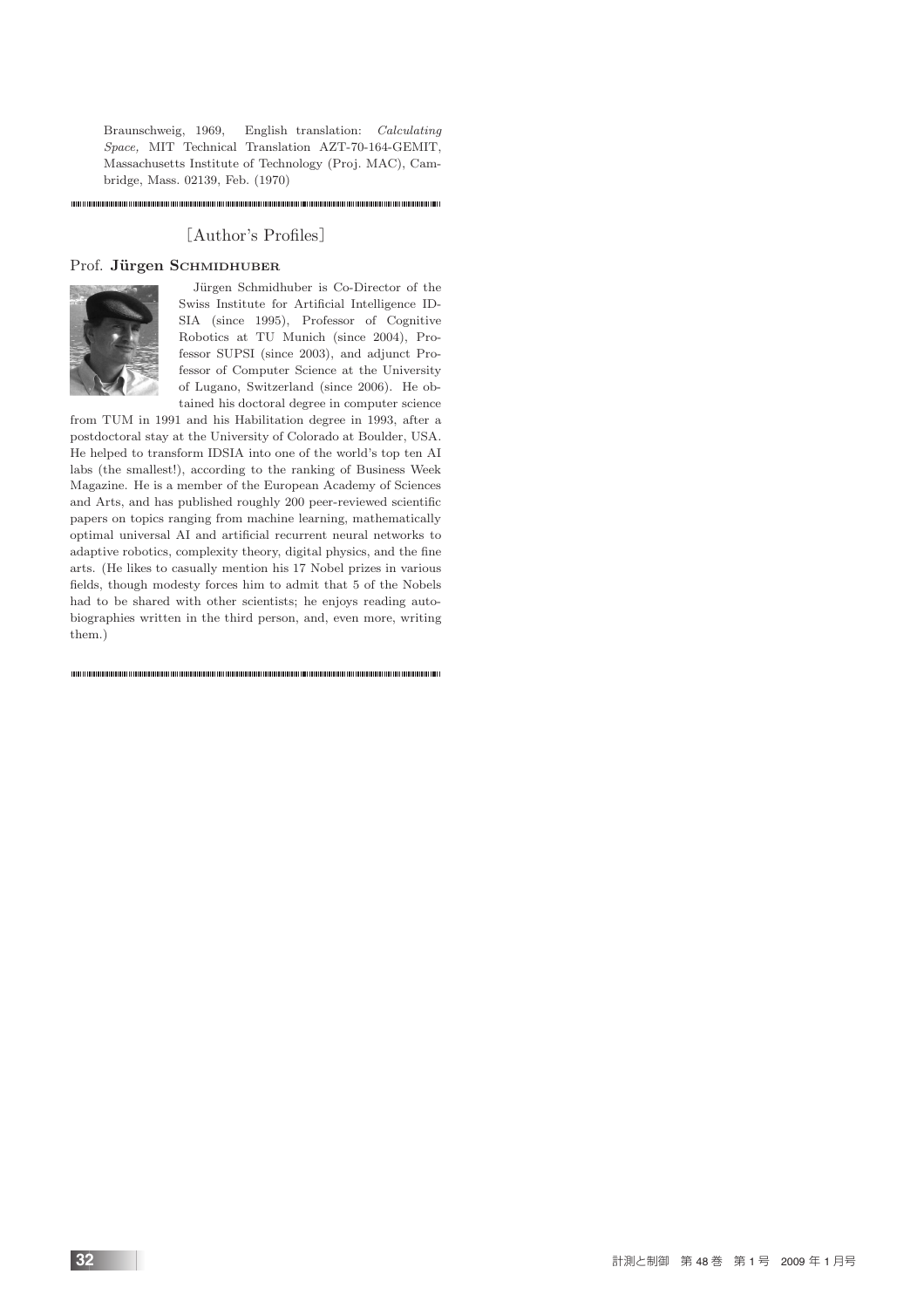Braunschweig, 1969, English translation: *Calculating Space,* MIT Technical Translation AZT-70-164-GEMIT, Massachusetts Institute of Technology (Proj. MAC), Cambridge, Mass. 02139, Feb. (1970)

## [Author's Profiles]

### Prof. **Jürgen Schmidhuber**

Jürgen Schmidhuber is Co-Director of the Swiss Institute for Artificial Intelligence IDSIA (since 1995), Professor of Cognitive Robotics at TU Munich (since 2004), Professor SUPSI (since 2003), and adjunct Professor of Computer Science at the University of Lugano, Switzerland (since 2006). He obtained his doctoral degree in computer science from TUM in 1991 and his Habilitation degree in 1993, after a postdoctoral stay at the University of Colorado at Boulder, USA. He helped to transform IDSIA into one of the world's top ten AI labs (the smallest!), according to the ranking of Business Week Magazine. He is a member of the European Academy of Sciences and Arts, and has published roughly 200 peer-reviewed scientific papers on topics ranging from machine learning, mathematically optimal universal AI and artificial recurrent neural networks to adaptive robotics, complexity theory, digital physics, and the fine arts. (He likes to casually mention his 17 Nobel prizes in various fields, though modesty forces him to admit that 5 of the Nobels had to be shared with other scientists; he enjoys reading autobiographies written in the third person, and, even more, writing them.)